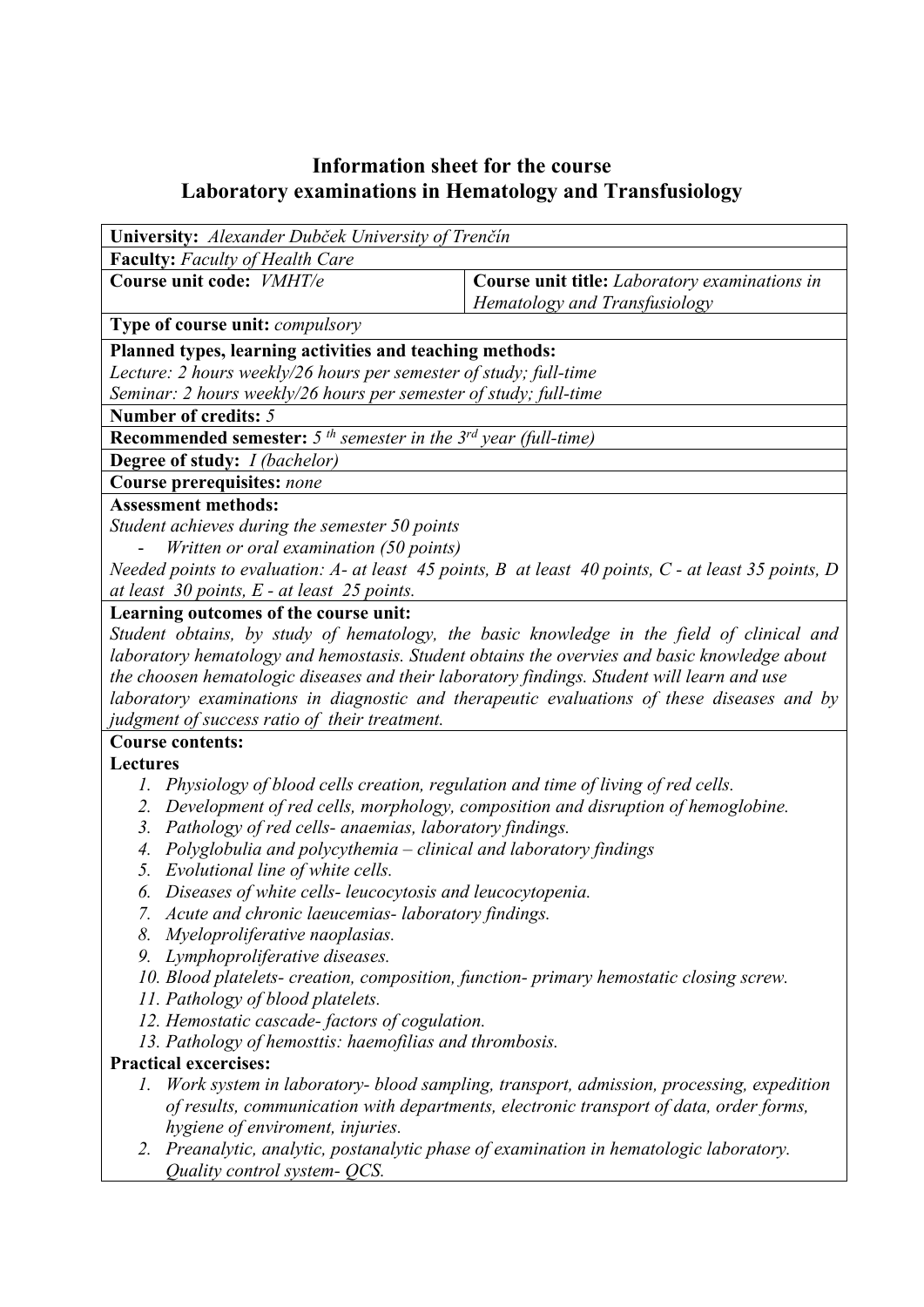# Information sheet for the course
# Laboratory examinations in Hematology and Transfusiology

**University:** *Alexander Dubček University of Trenčín*

**Faculty:** *Faculty of Health Care*

| **Course unit code:** *VMHT/e* | **Course unit title:** *Laboratory examinations in Hematology and Transfusiology* |
|---|---|

**Type of course unit:** *compulsory*

**Planned types, learning activities and teaching methods:**
*Lecture: 2 hours weekly/26 hours per semester of study; full-time*
*Seminar: 2 hours weekly/26 hours per semester of study; full-time*

**Number of credits:** *5*

**Recommended semester:** *5 th semester in the 3rd year (full-time)*

**Degree of study:** *I (bachelor)*

**Course prerequisites:** *none*

**Assessment methods:**
*Student achieves during the semester 50 points*
- *Written or oral examination (50 points)*

*Needed points to evaluation: A- at least 45 points, B at least 40 points, C - at least 35 points, D at least 30 points, E - at least 25 points.*

**Learning outcomes of the course unit:**
*Student obtains, by study of hematology, the basic knowledge in the field of clinical and laboratory hematology and hemostasis. Student obtains the overvies and basic knowledge about the choosen hematologic diseases and their laboratory findings. Student will learn and use laboratory examinations in diagnostic and therapeutic evaluations of these diseases and by judgment of success ratio of their treatment.*

**Course contents:**

**Lectures**
1. *Physiology of blood cells creation, regulation and time of living of red cells.*
2. *Development of red cells, morphology, composition and disruption of hemoglobine.*
3. *Pathology of red cells- anaemias, laboratory findings.*
4. *Polyglobulia and polycythemia – clinical and laboratory findings*
5. *Evolutional line of white cells.*
6. *Diseases of white cells- leucocytosis and leucocytopenia.*
7. *Acute and chronic laeucemias- laboratory findings.*
8. *Myeloproliferative naoplasias.*
9. *Lymphoproliferative diseases.*
10. *Blood platelets- creation, composition, function- primary hemostatic closing screw.*
11. *Pathology of blood platelets.*
12. *Hemostatic cascade- factors of cogulation.*
13. *Pathology of hemosttis: haemofilias and thrombosis.*

**Practical excercises:**
1. *Work system in laboratory- blood sampling, transport, admission, processing, expedition of results, communication with departments, electronic transport of data, order forms, hygiene of enviroment, injuries.*
2. *Preanalytic, analytic, postanalytic phase of examination in hematologic laboratory. Quality control system- QCS.*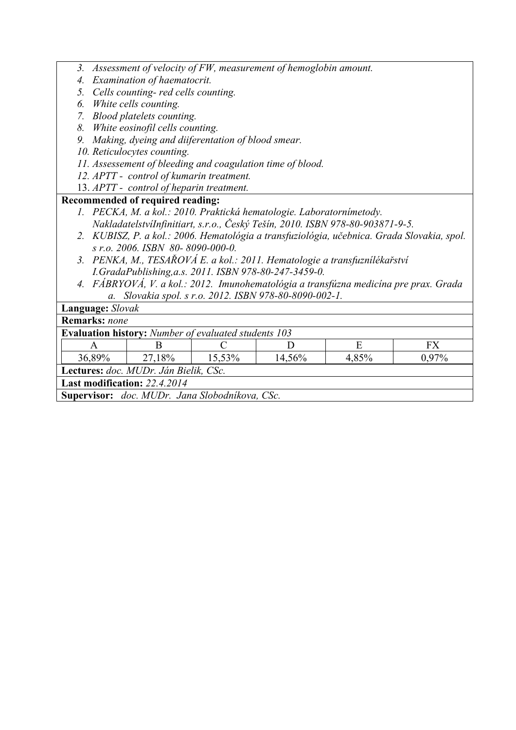3. *Assessment of velocity of FW, measurement of hemoglobin amount.*
4. *Examination of haematocrit.*
5. *Cells counting- red cells counting.*
6. *White cells counting.*
7. *Blood platelets counting.*
8. *White eosinofil cells counting.*
9. *Making, dyeing and diiferentation of blood smear.*
10. *Reticulocytes counting.*
11. *Assessement of bleeding and coagulation time of blood.*
12. *APTT - control of kumarin treatment.*
13. *APTT - control of heparin treatment.*

**Recommended of required reading:**

1. *PECKA, M. a kol.: 2010. Praktická hematologie. Laboratorníметody. NakladatelstvíInfinitiart, s.r.o., Český Těšín, 2010. ISBN 978-80-903871-9-5.*
2. *KUBISZ, P. a kol.: 2006. Hematológia a transfuziológia, učebnica. Grada Slovakia, spol. s r.o. 2006. ISBN 80- 8090-000-0.*
3. *PENKA, M., TESAŘOVÁ E. a kol.: 2011. Hematologie a transfuznílékařství I.GradaPublishing,a.s. 2011. ISBN 978-80-247-3459-0.*
4. *FÁBRYOVÁ, V. a kol.: 2012. Imunohematológia a transfúzna medicína pre prax. Grada*
   a. *Slovakia spol. s r.o. 2012. ISBN 978-80-8090-002-1.*

**Language:** *Slovak*

**Remarks:** *none*

**Evaluation history:** *Number of evaluated students 103*

| A | B | C | D | E | FX |
|---|---|---|---|---|---|
| 36,89% | 27,18% | 15,53% | 14,56% | 4,85% | 0,97% |

**Lectures:** *doc. MUDr. Ján Bielik, CSc.*

**Last modification:** *22.4.2014*

**Supervisor:** *doc. MUDr. Jana Slobodníkova, CSc.*